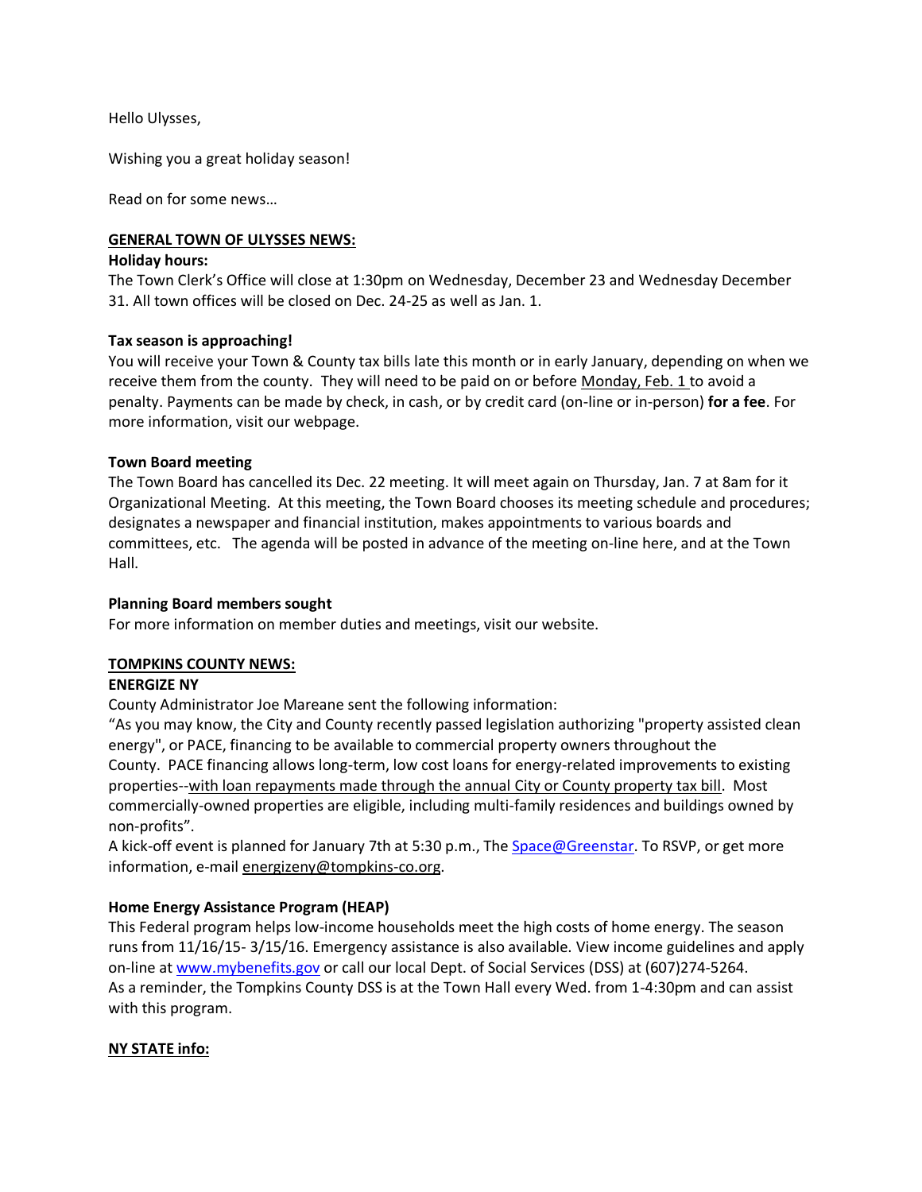Hello Ulysses,

Wishing you a great holiday season!

Read on for some news…

## GENERAL TOWN OF ULYSSES NEWS:

**Holiday hours:**

The Town Clerk's Office will close at 1:30pm on Wednesday, December 23 and Wednesday December 31. All town offices will be closed on Dec. 24-25 as well as Jan. 1.

**Tax season is approaching!**

You will receive your Town & County tax bills late this month or in early January, depending on when we receive them from the county. They will need to be paid on or before Monday, Feb. 1 to avoid a penalty. Payments can be made by check, in cash, or by credit card (on-line or in-person) **for a fee**. For more information, visit our webpage.

**Town Board meeting**

The Town Board has cancelled its Dec. 22 meeting. It will meet again on Thursday, Jan. 7 at 8am for it Organizational Meeting. At this meeting, the Town Board chooses its meeting schedule and procedures; designates a newspaper and financial institution, makes appointments to various boards and committees, etc. The agenda will be posted in advance of the meeting on-line here, and at the Town Hall.

**Planning Board members sought**

For more information on member duties and meetings, visit our website.

## TOMPKINS COUNTY NEWS:

**ENERGIZE NY**

County Administrator Joe Mareane sent the following information:

"As you may know, the City and County recently passed legislation authorizing "property assisted clean energy", or PACE, financing to be available to commercial property owners throughout the County. PACE financing allows long-term, low cost loans for energy-related improvements to existing properties--with loan repayments made through the annual City or County property tax bill. Most commercially-owned properties are eligible, including multi-family residences and buildings owned by non-profits".

A kick-off event is planned for January 7th at 5:30 p.m., The Space@Greenstar. To RSVP, or get more information, e-mail energizeny@tompkins-co.org.

**Home Energy Assistance Program (HEAP)**

This Federal program helps low-income households meet the high costs of home energy. The season runs from 11/16/15- 3/15/16. Emergency assistance is also available. View income guidelines and apply on-line at www.mybenefits.gov or call our local Dept. of Social Services (DSS) at (607)274-5264.

As a reminder, the Tompkins County DSS is at the Town Hall every Wed. from 1-4:30pm and can assist with this program.

## NY STATE info: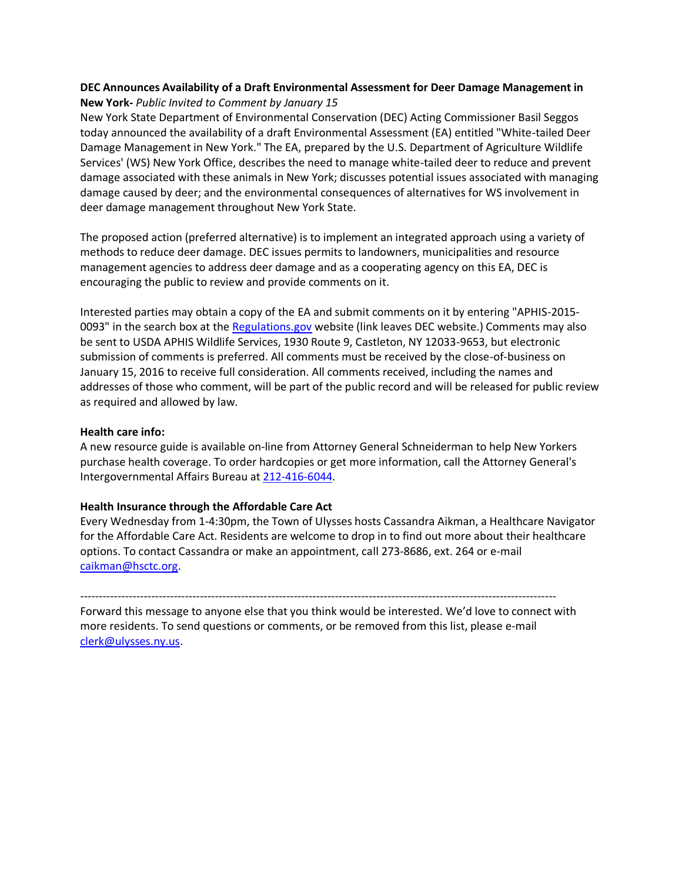**DEC Announces Availability of a Draft Environmental Assessment for Deer Damage Management in New York-** *Public Invited to Comment by January 15*

New York State Department of Environmental Conservation (DEC) Acting Commissioner Basil Seggos today announced the availability of a draft Environmental Assessment (EA) entitled "White-tailed Deer Damage Management in New York." The EA, prepared by the U.S. Department of Agriculture Wildlife Services' (WS) New York Office, describes the need to manage white-tailed deer to reduce and prevent damage associated with these animals in New York; discusses potential issues associated with managing damage caused by deer; and the environmental consequences of alternatives for WS involvement in deer damage management throughout New York State.

The proposed action (preferred alternative) is to implement an integrated approach using a variety of methods to reduce deer damage. DEC issues permits to landowners, municipalities and resource management agencies to address deer damage and as a cooperating agency on this EA, DEC is encouraging the public to review and provide comments on it.

Interested parties may obtain a copy of the EA and submit comments on it by entering "APHIS-2015-0093" in the search box at the Regulations.gov website (link leaves DEC website.) Comments may also be sent to USDA APHIS Wildlife Services, 1930 Route 9, Castleton, NY 12033-9653, but electronic submission of comments is preferred. All comments must be received by the close-of-business on January 15, 2016 to receive full consideration. All comments received, including the names and addresses of those who comment, will be part of the public record and will be released for public review as required and allowed by law.

**Health care info:**

A new resource guide is available on-line from Attorney General Schneiderman to help New Yorkers purchase health coverage. To order hardcopies or get more information, call the Attorney General's Intergovernmental Affairs Bureau at 212-416-6044.

**Health Insurance through the Affordable Care Act**

Every Wednesday from 1-4:30pm, the Town of Ulysses hosts Cassandra Aikman, a Healthcare Navigator for the Affordable Care Act. Residents are welcome to drop in to find out more about their healthcare options. To contact Cassandra or make an appointment, call 273-8686, ext. 264 or e-mail caikman@hsctc.org.

---

Forward this message to anyone else that you think would be interested. We'd love to connect with more residents. To send questions or comments, or be removed from this list, please e-mail clerk@ulysses.ny.us.